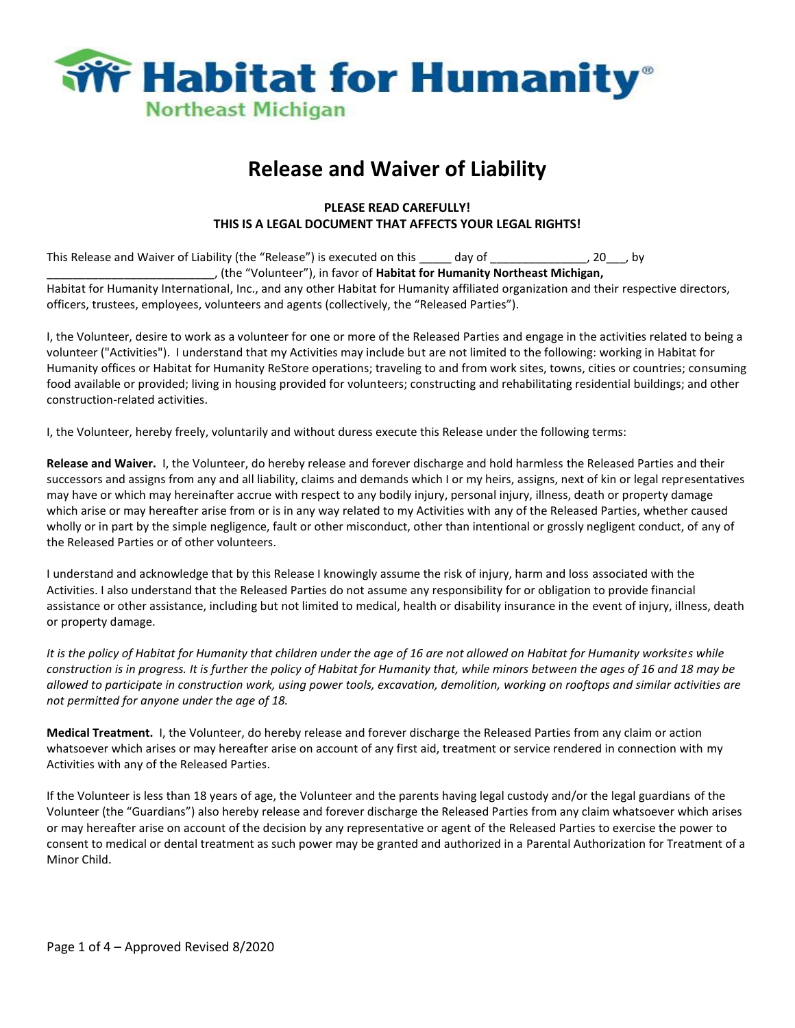Habitat for Humanity®
Northeast Michigan

# Release and Waiver of Liability

**PLEASE READ CAREFULLY!**
**THIS IS A LEGAL DOCUMENT THAT AFFECTS YOUR LEGAL RIGHTS!**

This Release and Waiver of Liability (the "Release") is executed on this _____ day of _______________, 20___, by ___________________________, (the "Volunteer"), in favor of **Habitat for Humanity Northeast Michigan,** Habitat for Humanity International, Inc., and any other Habitat for Humanity affiliated organization and their respective directors, officers, trustees, employees, volunteers and agents (collectively, the "Released Parties").

I, the Volunteer, desire to work as a volunteer for one or more of the Released Parties and engage in the activities related to being a volunteer ("Activities"). I understand that my Activities may include but are not limited to the following: working in Habitat for Humanity offices or Habitat for Humanity ReStore operations; traveling to and from work sites, towns, cities or countries; consuming food available or provided; living in housing provided for volunteers; constructing and rehabilitating residential buildings; and other construction-related activities.

I, the Volunteer, hereby freely, voluntarily and without duress execute this Release under the following terms:

**Release and Waiver.** I, the Volunteer, do hereby release and forever discharge and hold harmless the Released Parties and their successors and assigns from any and all liability, claims and demands which I or my heirs, assigns, next of kin or legal representatives may have or which may hereinafter accrue with respect to any bodily injury, personal injury, illness, death or property damage which arise or may hereafter arise from or is in any way related to my Activities with any of the Released Parties, whether caused wholly or in part by the simple negligence, fault or other misconduct, other than intentional or grossly negligent conduct, of any of the Released Parties or of other volunteers.

I understand and acknowledge that by this Release I knowingly assume the risk of injury, harm and loss associated with the Activities. I also understand that the Released Parties do not assume any responsibility for or obligation to provide financial assistance or other assistance, including but not limited to medical, health or disability insurance in the event of injury, illness, death or property damage.

*It is the policy of Habitat for Humanity that children under the age of 16 are not allowed on Habitat for Humanity worksites while construction is in progress. It is further the policy of Habitat for Humanity that, while minors between the ages of 16 and 18 may be allowed to participate in construction work, using power tools, excavation, demolition, working on rooftops and similar activities are not permitted for anyone under the age of 18.*

**Medical Treatment.** I, the Volunteer, do hereby release and forever discharge the Released Parties from any claim or action whatsoever which arises or may hereafter arise on account of any first aid, treatment or service rendered in connection with my Activities with any of the Released Parties.

If the Volunteer is less than 18 years of age, the Volunteer and the parents having legal custody and/or the legal guardians of the Volunteer (the "Guardians") also hereby release and forever discharge the Released Parties from any claim whatsoever which arises or may hereafter arise on account of the decision by any representative or agent of the Released Parties to exercise the power to consent to medical or dental treatment as such power may be granted and authorized in a Parental Authorization for Treatment of a Minor Child.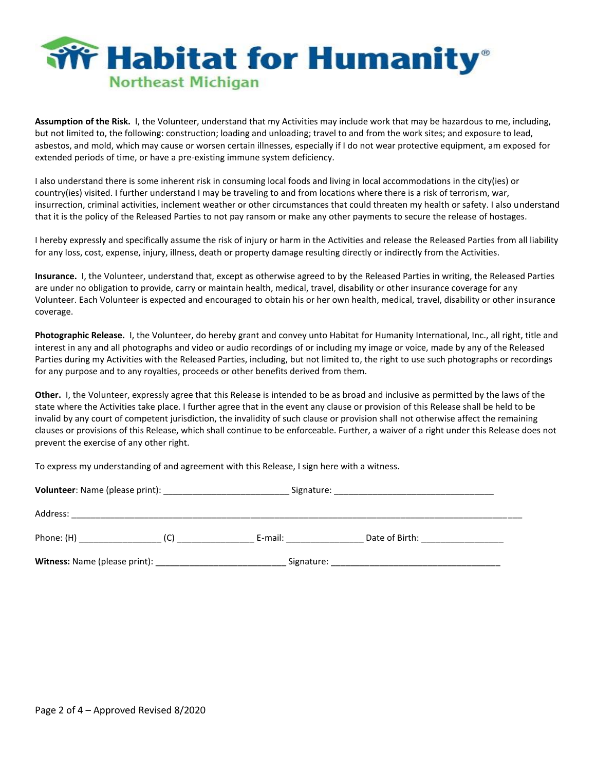# Habitat for Humanity®

## Northeast Michigan

**Assumption of the Risk.** I, the Volunteer, understand that my Activities may include work that may be hazardous to me, including, but not limited to, the following: construction; loading and unloading; travel to and from the work sites; and exposure to lead, asbestos, and mold, which may cause or worsen certain illnesses, especially if I do not wear protective equipment, am exposed for extended periods of time, or have a pre-existing immune system deficiency.

I also understand there is some inherent risk in consuming local foods and living in local accommodations in the city(ies) or country(ies) visited. I further understand I may be traveling to and from locations where there is a risk of terrorism, war, insurrection, criminal activities, inclement weather or other circumstances that could threaten my health or safety. I also understand that it is the policy of the Released Parties to not pay ransom or make any other payments to secure the release of hostages.

I hereby expressly and specifically assume the risk of injury or harm in the Activities and release the Released Parties from all liability for any loss, cost, expense, injury, illness, death or property damage resulting directly or indirectly from the Activities.

**Insurance.** I, the Volunteer, understand that, except as otherwise agreed to by the Released Parties in writing, the Released Parties are under no obligation to provide, carry or maintain health, medical, travel, disability or other insurance coverage for any Volunteer. Each Volunteer is expected and encouraged to obtain his or her own health, medical, travel, disability or other insurance coverage.

**Photographic Release.** I, the Volunteer, do hereby grant and convey unto Habitat for Humanity International, Inc., all right, title and interest in any and all photographs and video or audio recordings of or including my image or voice, made by any of the Released Parties during my Activities with the Released Parties, including, but not limited to, the right to use such photographs or recordings for any purpose and to any royalties, proceeds or other benefits derived from them.

**Other.** I, the Volunteer, expressly agree that this Release is intended to be as broad and inclusive as permitted by the laws of the state where the Activities take place. I further agree that in the event any clause or provision of this Release shall be held to be invalid by any court of competent jurisdiction, the invalidity of such clause or provision shall not otherwise affect the remaining clauses or provisions of this Release, which shall continue to be enforceable. Further, a waiver of a right under this Release does not prevent the exercise of any other right.

To express my understanding of and agreement with this Release, I sign here with a witness.

**Volunteer**: Name (please print): _________________________ Signature: ________________________________

Address: ___________________________________________________________________________________________

Phone: (H) ________________ (C) _______________ E-mail: _______________ Date of Birth: ________________

**Witness:** Name (please print): _________________________ Signature: _________________________________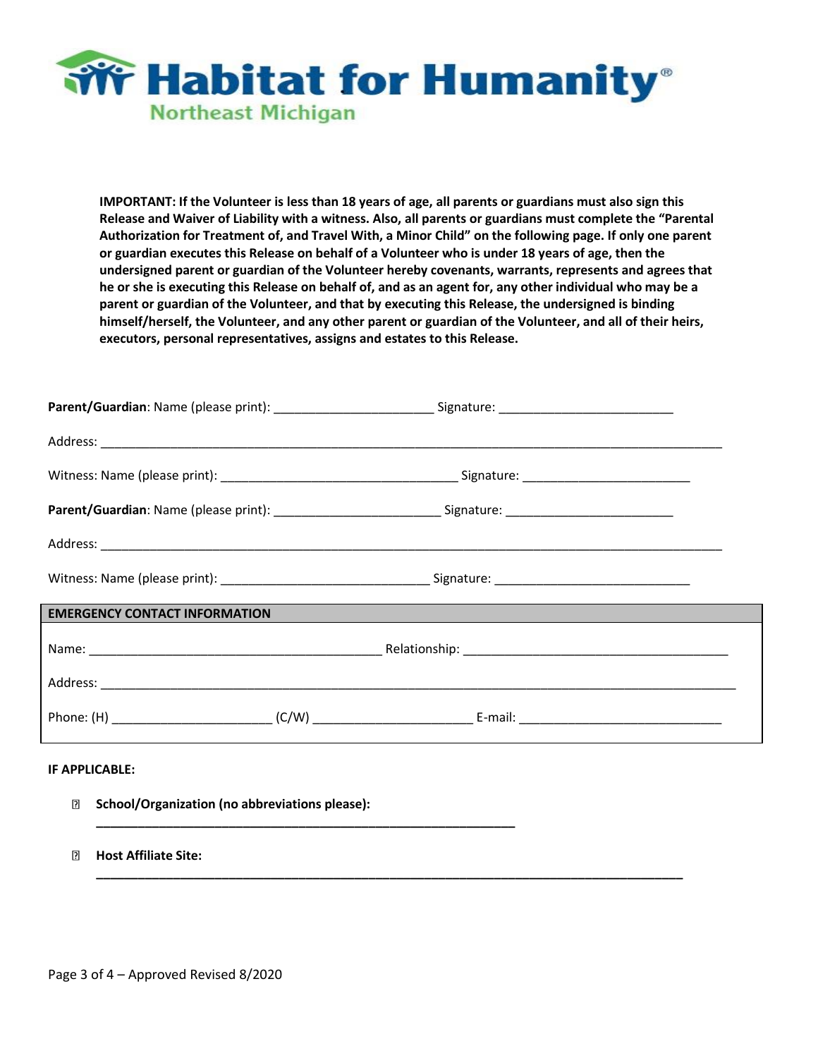Habitat for Humanity®
Northeast Michigan

**IMPORTANT: If the Volunteer is less than 18 years of age, all parents or guardians must also sign this Release and Waiver of Liability with a witness. Also, all parents or guardians must complete the "Parental Authorization for Treatment of, and Travel With, a Minor Child" on the following page. If only one parent or guardian executes this Release on behalf of a Volunteer who is under 18 years of age, then the undersigned parent or guardian of the Volunteer hereby covenants, warrants, represents and agrees that he or she is executing this Release on behalf of, and as an agent for, any other individual who may be a parent or guardian of the Volunteer, and that by executing this Release, the undersigned is binding himself/herself, the Volunteer, and any other parent or guardian of the Volunteer, and all of their heirs, executors, personal representatives, assigns and estates to this Release.**

**Parent/Guardian**: Name (please print): ______________________ Signature: ________________________

Address: ______________________________________________________________________________________

Witness: Name (please print): _________________________________ Signature: _______________________

**Parent/Guardian**: Name (please print): _______________________ Signature: _______________________

Address: ______________________________________________________________________________________

Witness: Name (please print): _____________________________ Signature: ___________________________

**EMERGENCY CONTACT INFORMATION**

Name: _________________________________________ Relationship: _____________________________________

Address: _______________________________________________________________________________________

Phone: (H) ______________________ (C/W) ______________________ E-mail: ____________________________

**IF APPLICABLE:**

- **School/Organization (no abbreviations please):** ___________________________________________________________

- **Host Affiliate Site:** ___________________________________________________________________________________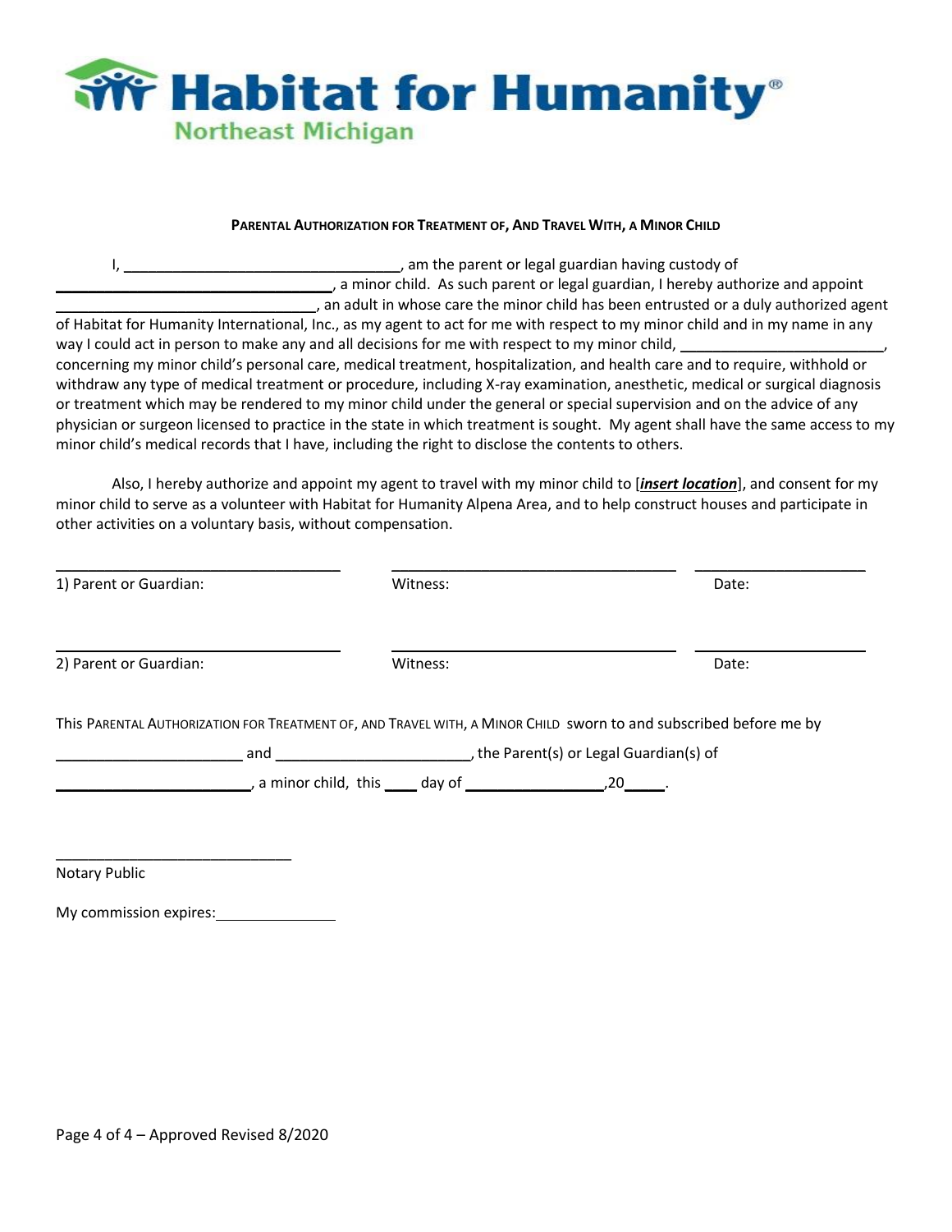Habitat for Humanity®
Northeast Michigan

**PARENTAL AUTHORIZATION FOR TREATMENT OF, AND TRAVEL WITH, A MINOR CHILD**

I, ________________________________, am the parent or legal guardian having custody of ________________________________, a minor child. As such parent or legal guardian, I hereby authorize and appoint ________________________________, an adult in whose care the minor child has been entrusted or a duly authorized agent of Habitat for Humanity International, Inc., as my agent to act for me with respect to my minor child and in my name in any way I could act in person to make any and all decisions for me with respect to my minor child, ________________________, concerning my minor child's personal care, medical treatment, hospitalization, and health care and to require, withhold or withdraw any type of medical treatment or procedure, including X-ray examination, anesthetic, medical or surgical diagnosis or treatment which may be rendered to my minor child under the general or special supervision and on the advice of any physician or surgeon licensed to practice in the state in which treatment is sought. My agent shall have the same access to my minor child's medical records that I have, including the right to disclose the contents to others.

Also, I hereby authorize and appoint my agent to travel with my minor child to [***insert location***], and consent for my minor child to serve as a volunteer with Habitat for Humanity Alpena Area, and to help construct houses and participate in other activities on a voluntary basis, without compensation.

| | | |
|---|---|---|
| ________________________________ | ________________________________ | ____________________ |
| 1) Parent or Guardian: | Witness: | Date: |
| ________________________________ | ________________________________ | ____________________ |
| 2) Parent or Guardian: | Witness: | Date: |

This PARENTAL AUTHORIZATION FOR TREATMENT OF, AND TRAVEL WITH, A MINOR CHILD sworn to and subscribed before me by ______________________ and ______________________, the Parent(s) or Legal Guardian(s) of ______________________, a minor child, this ____ day of ________________, 20_____.

____________________________

Notary Public

My commission expires: ______________